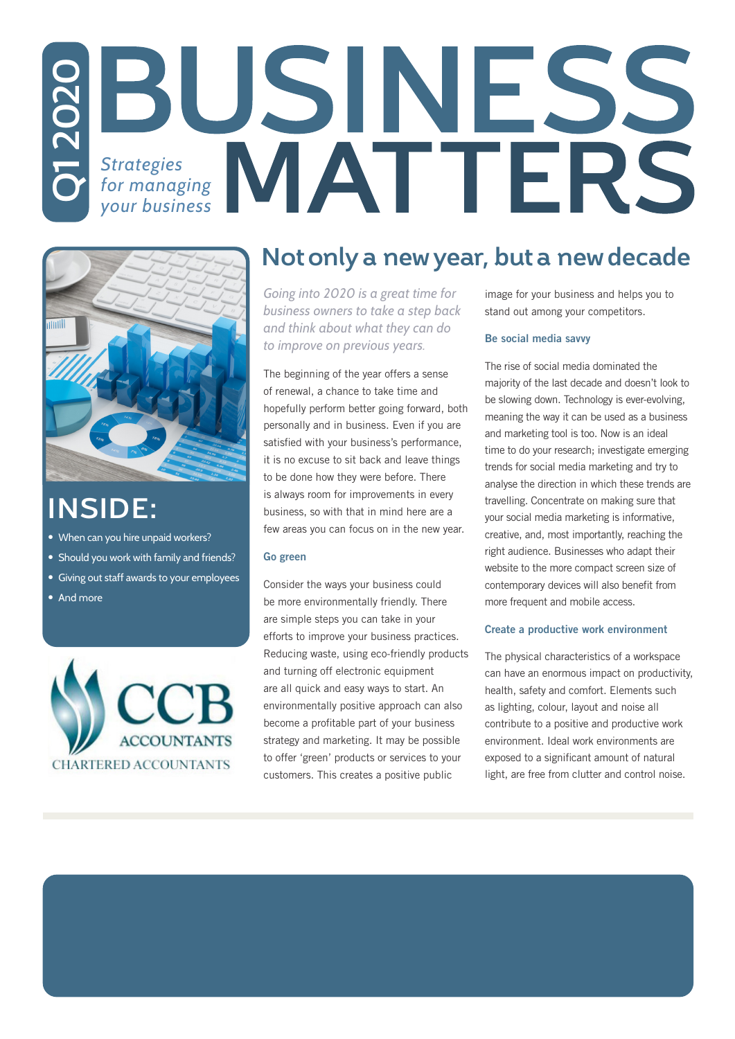# BUSINESS MATTERS

Q1 2020

*Strategies for managing your business*

## INSIDE:

- When can you hire unpaid workers?
- Should you work with family and friends?
- Giving out staff awards to your employees
- And more

CCB ACCOUNTANTS
CHARTERED ACCOUNTANTS

## Not only a new year, but a new decade

*Going into 2020 is a great time for business owners to take a step back and think about what they can do to improve on previous years.*

The beginning of the year offers a sense of renewal, a chance to take time and hopefully perform better going forward, both personally and in business. Even if you are satisfied with your business's performance, it is no excuse to sit back and leave things to be done how they were before. There is always room for improvements in every business, so with that in mind here are a few areas you can focus on in the new year.

### Go green

Consider the ways your business could be more environmentally friendly. There are simple steps you can take in your efforts to improve your business practices. Reducing waste, using eco-friendly products and turning off electronic equipment are all quick and easy ways to start. An environmentally positive approach can also become a profitable part of your business strategy and marketing. It may be possible to offer 'green' products or services to your customers. This creates a positive public image for your business and helps you to stand out among your competitors.

### Be social media savvy

The rise of social media dominated the majority of the last decade and doesn't look to be slowing down. Technology is ever-evolving, meaning the way it can be used as a business and marketing tool is too. Now is an ideal time to do your research; investigate emerging trends for social media marketing and try to analyse the direction in which these trends are travelling. Concentrate on making sure that your social media marketing is informative, creative, and, most importantly, reaching the right audience. Businesses who adapt their website to the more compact screen size of contemporary devices will also benefit from more frequent and mobile access.

### Create a productive work environment

The physical characteristics of a workspace can have an enormous impact on productivity, health, safety and comfort. Elements such as lighting, colour, layout and noise all contribute to a positive and productive work environment. Ideal work environments are exposed to a significant amount of natural light, are free from clutter and control noise.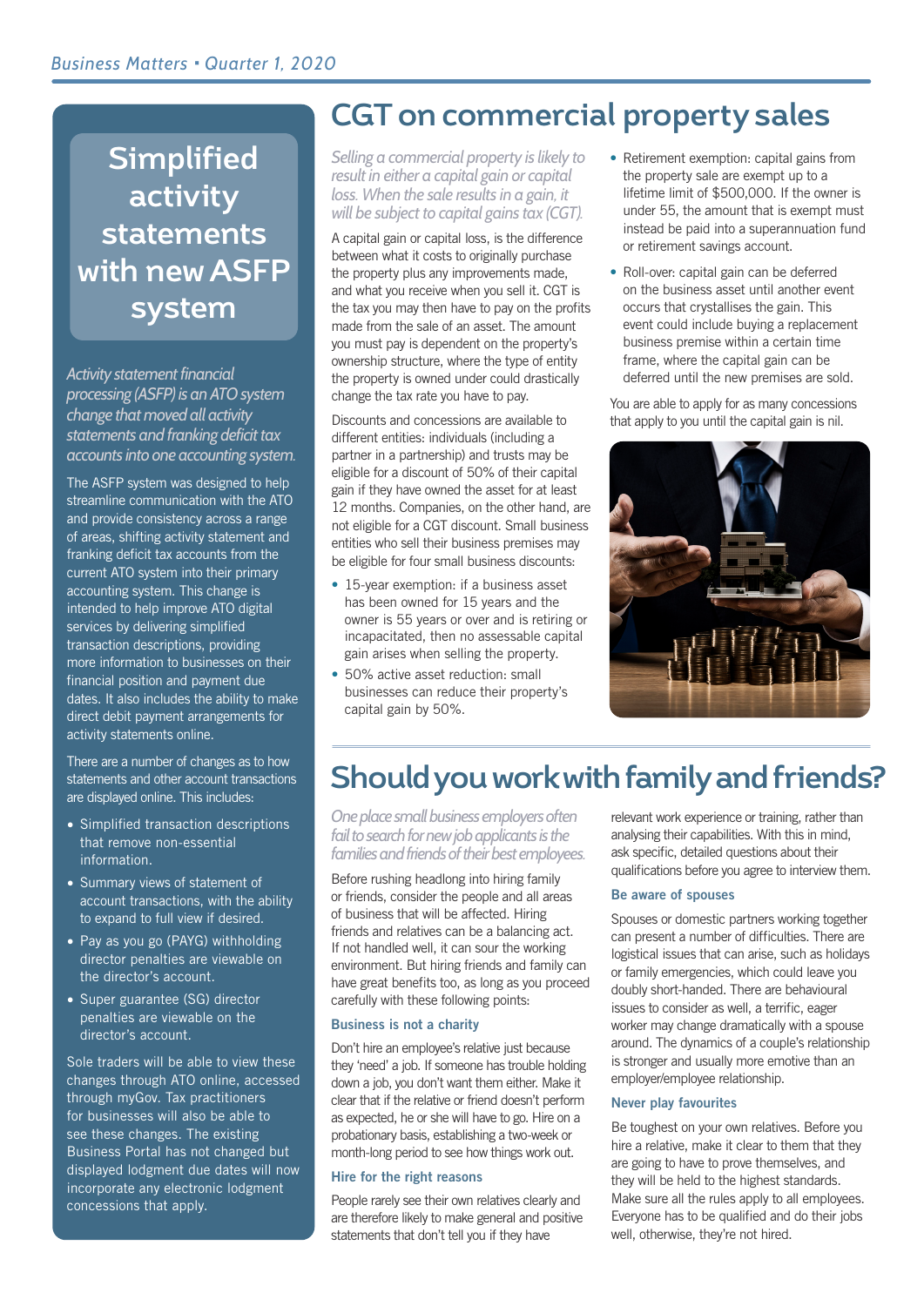## Simplified activity statements with new ASFP system

*Activity statement financial processing (ASFP) is an ATO system change that moved all activity statements and franking deficit tax accounts into one accounting system.*

The ASFP system was designed to help streamline communication with the ATO and provide consistency across a range of areas, shifting activity statement and franking deficit tax accounts from the current ATO system into their primary accounting system. This change is intended to help improve ATO digital services by delivering simplified transaction descriptions, providing more information to businesses on their financial position and payment due dates. It also includes the ability to make direct debit payment arrangements for activity statements online.

There are a number of changes as to how statements and other account transactions are displayed online. This includes:

- Simplified transaction descriptions that remove non-essential information.
- Summary views of statement of account transactions, with the ability to expand to full view if desired.
- Pay as you go (PAYG) withholding director penalties are viewable on the director's account.
- Super guarantee (SG) director penalties are viewable on the director's account.

Sole traders will be able to view these changes through ATO online, accessed through myGov. Tax practitioners for businesses will also be able to see these changes. The existing Business Portal has not changed but displayed lodgment due dates will now incorporate any electronic lodgment concessions that apply.

# CGT on commercial property sales

*Selling a commercial property is likely to result in either a capital gain or capital loss. When the sale results in a gain, it will be subject to capital gains tax (CGT).*

A capital gain or capital loss, is the difference between what it costs to originally purchase the property plus any improvements made, and what you receive when you sell it. CGT is the tax you may then have to pay on the profits made from the sale of an asset. The amount you must pay is dependent on the property's ownership structure, where the type of entity the property is owned under could drastically change the tax rate you have to pay.

Discounts and concessions are available to different entities: individuals (including a partner in a partnership) and trusts may be eligible for a discount of 50% of their capital gain if they have owned the asset for at least 12 months. Companies, on the other hand, are not eligible for a CGT discount. Small business entities who sell their business premises may be eligible for four small business discounts:

- 15-year exemption: if a business asset has been owned for 15 years and the owner is 55 years or over and is retiring or incapacitated, then no assessable capital gain arises when selling the property.
- 50% active asset reduction: small businesses can reduce their property's capital gain by 50%.
- Retirement exemption: capital gains from the property sale are exempt up to a lifetime limit of $500,000. If the owner is under 55, the amount that is exempt must instead be paid into a superannuation fund or retirement savings account.
- Roll-over: capital gain can be deferred on the business asset until another event occurs that crystallises the gain. This event could include buying a replacement business premise within a certain time frame, where the capital gain can be deferred until the new premises are sold.

You are able to apply for as many concessions that apply to you until the capital gain is nil.

# Should you work with family and friends?

*One place small business employers often fail to search for new job applicants is the families and friends of their best employees.*

Before rushing headlong into hiring family or friends, consider the people and all areas of business that will be affected. Hiring friends and relatives can be a balancing act. If not handled well, it can sour the working environment. But hiring friends and family can have great benefits too, as long as you proceed carefully with these following points:

### Business is not a charity

Don't hire an employee's relative just because they 'need' a job. If someone has trouble holding down a job, you don't want them either. Make it clear that if the relative or friend doesn't perform as expected, he or she will have to go. Hire on a probationary basis, establishing a two-week or month-long period to see how things work out.

### Hire for the right reasons

People rarely see their own relatives clearly and are therefore likely to make general and positive statements that don't tell you if they have relevant work experience or training, rather than analysing their capabilities. With this in mind, ask specific, detailed questions about their qualifications before you agree to interview them.

### Be aware of spouses

Spouses or domestic partners working together can present a number of difficulties. There are logistical issues that can arise, such as holidays or family emergencies, which could leave you doubly short-handed. There are behavioural issues to consider as well, a terrific, eager worker may change dramatically with a spouse around. The dynamics of a couple's relationship is stronger and usually more emotive than an employer/employee relationship.

### Never play favourites

Be toughest on your own relatives. Before you hire a relative, make it clear to them that they are going to have to prove themselves, and they will be held to the highest standards. Make sure all the rules apply to all employees. Everyone has to be qualified and do their jobs well, otherwise, they're not hired.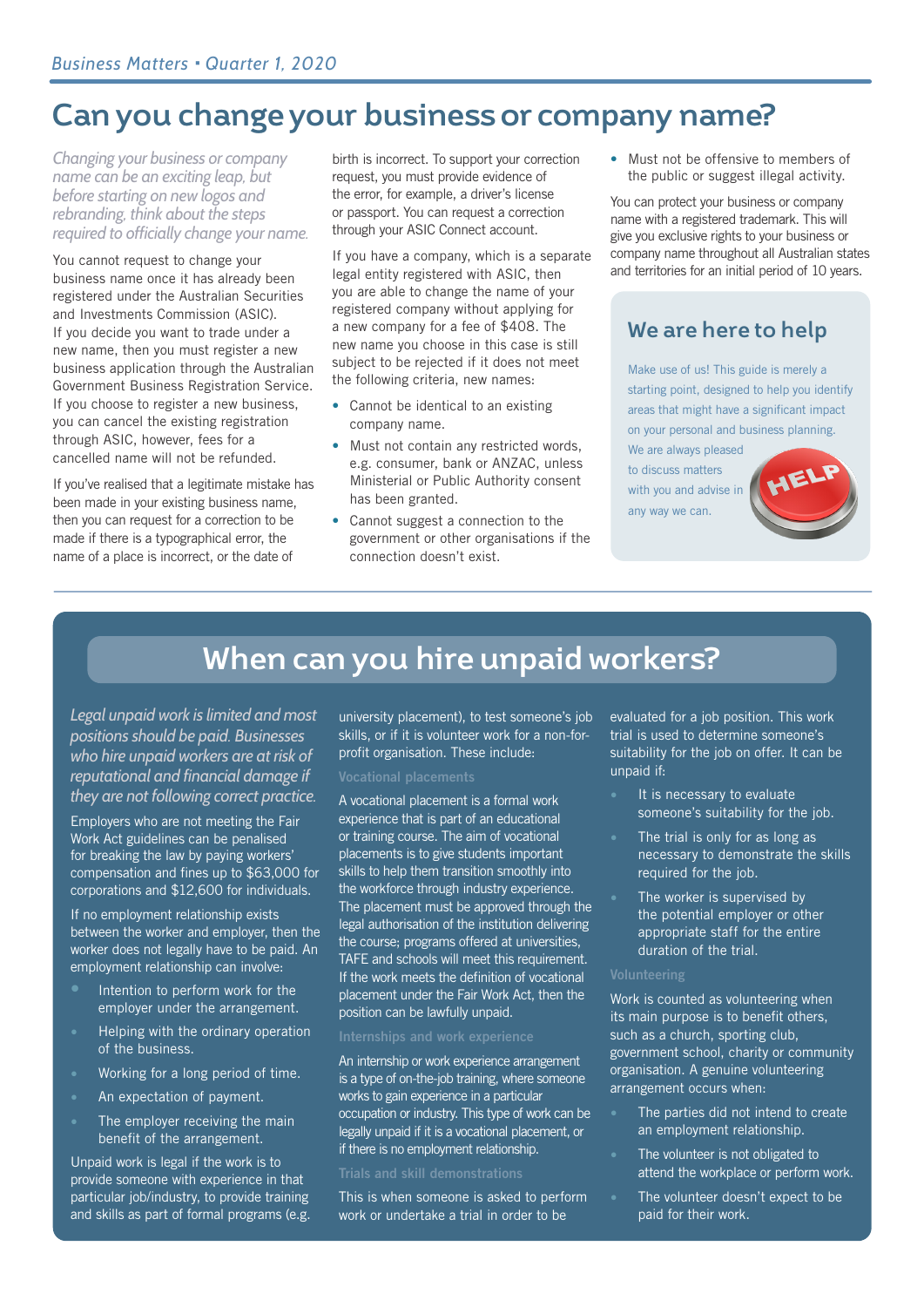# Can you change your business or company name?

*Changing your business or company name can be an exciting leap, but before starting on new logos and rebranding, think about the steps required to officially change your name.*

You cannot request to change your business name once it has already been registered under the Australian Securities and Investments Commission (ASIC). If you decide you want to trade under a new name, then you must register a new business application through the Australian Government Business Registration Service. If you choose to register a new business, you can cancel the existing registration through ASIC, however, fees for a cancelled name will not be refunded.

If you've realised that a legitimate mistake has been made in your existing business name, then you can request for a correction to be made if there is a typographical error, the name of a place is incorrect, or the date of birth is incorrect. To support your correction request, you must provide evidence of the error, for example, a driver's license or passport. You can request a correction through your ASIC Connect account.

If you have a company, which is a separate legal entity registered with ASIC, then you are able to change the name of your registered company without applying for a new company for a fee of $408. The new name you choose in this case is still subject to be rejected if it does not meet the following criteria, new names:

- Cannot be identical to an existing company name.
- Must not contain any restricted words, e.g. consumer, bank or ANZAC, unless Ministerial or Public Authority consent has been granted.
- Cannot suggest a connection to the government or other organisations if the connection doesn't exist.
- Must not be offensive to members of the public or suggest illegal activity.

You can protect your business or company name with a registered trademark. This will give you exclusive rights to your business or company name throughout all Australian states and territories for an initial period of 10 years.

## We are here to help

Make use of us! This guide is merely a starting point, designed to help you identify areas that might have a significant impact on your personal and business planning. We are always pleased to discuss matters with you and advise in any way we can.

# When can you hire unpaid workers?

*Legal unpaid work is limited and most positions should be paid. Businesses who hire unpaid workers are at risk of reputational and financial damage if they are not following correct practice.*

Employers who are not meeting the Fair Work Act guidelines can be penalised for breaking the law by paying workers' compensation and fines up to $63,000 for corporations and $12,600 for individuals.

If no employment relationship exists between the worker and employer, then the worker does not legally have to be paid. An employment relationship can involve:

- Intention to perform work for the employer under the arrangement.
- Helping with the ordinary operation of the business.
- Working for a long period of time.
- An expectation of payment.
- The employer receiving the main benefit of the arrangement.

Unpaid work is legal if the work is to provide someone with experience in that particular job/industry, to provide training and skills as part of formal programs (e.g. university placement), to test someone's job skills, or if it is volunteer work for a non-for-profit organisation. These include:

### Vocational placements

A vocational placement is a formal work experience that is part of an educational or training course. The aim of vocational placements is to give students important skills to help them transition smoothly into the workforce through industry experience. The placement must be approved through the legal authorisation of the institution delivering the course; programs offered at universities, TAFE and schools will meet this requirement. If the work meets the definition of vocational placement under the Fair Work Act, then the position can be lawfully unpaid.

### Internships and work experience

An internship or work experience arrangement is a type of on-the-job training, where someone works to gain experience in a particular occupation or industry. This type of work can be legally unpaid if it is a vocational placement, or if there is no employment relationship.

### Trials and skill demonstrations

This is when someone is asked to perform work or undertake a trial in order to be evaluated for a job position. This work trial is used to determine someone's suitability for the job on offer. It can be unpaid if:

- It is necessary to evaluate someone's suitability for the job.
- The trial is only for as long as necessary to demonstrate the skills required for the job.
- The worker is supervised by the potential employer or other appropriate staff for the entire duration of the trial.

### Volunteering

Work is counted as volunteering when its main purpose is to benefit others, such as a church, sporting club, government school, charity or community organisation. A genuine volunteering arrangement occurs when:

- The parties did not intend to create an employment relationship.
- The volunteer is not obligated to attend the workplace or perform work.
- The volunteer doesn't expect to be paid for their work.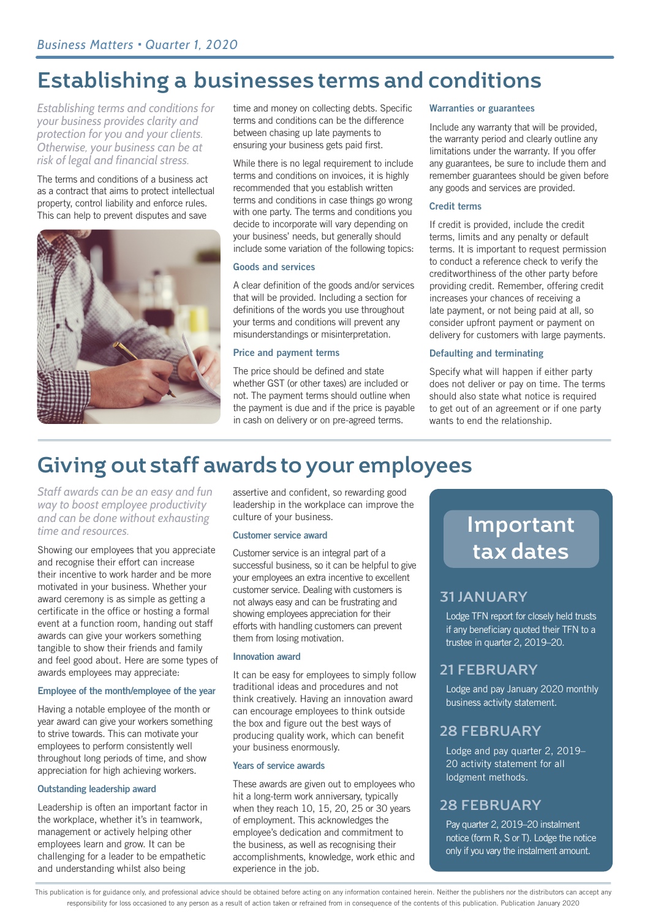# Establishing a businesses terms and conditions

*Establishing terms and conditions for your business provides clarity and protection for you and your clients. Otherwise, your business can be at risk of legal and financial stress.*

The terms and conditions of a business act as a contract that aims to protect intellectual property, control liability and enforce rules. This can help to prevent disputes and save time and money on collecting debts. Specific terms and conditions can be the difference between chasing up late payments to ensuring your business gets paid first.

While there is no legal requirement to include terms and conditions on invoices, it is highly recommended that you establish written terms and conditions in case things go wrong with one party. The terms and conditions you decide to incorporate will vary depending on your business' needs, but generally should include some variation of the following topics:

### Goods and services

A clear definition of the goods and/or services that will be provided. Including a section for definitions of the words you use throughout your terms and conditions will prevent any misunderstandings or misinterpretation.

### Price and payment terms

The price should be defined and state whether GST (or other taxes) are included or not. The payment terms should outline when the payment is due and if the price is payable in cash on delivery or on pre-agreed terms.

### Warranties or guarantees

Include any warranty that will be provided, the warranty period and clearly outline any limitations under the warranty. If you offer any guarantees, be sure to include them and remember guarantees should be given before any goods and services are provided.

### Credit terms

If credit is provided, include the credit terms, limits and any penalty or default terms. It is important to request permission to conduct a reference check to verify the creditworthiness of the other party before providing credit. Remember, offering credit increases your chances of receiving a late payment, or not being paid at all, so consider upfront payment or payment on delivery for customers with large payments.

### Defaulting and terminating

Specify what will happen if either party does not deliver or pay on time. The terms should also state what notice is required to get out of an agreement or if one party wants to end the relationship.

# Giving out staff awards to your employees

*Staff awards can be an easy and fun way to boost employee productivity and can be done without exhausting time and resources.*

Showing our employees that you appreciate and recognise their effort can increase their incentive to work harder and be more motivated in your business. Whether your award ceremony is as simple as getting a certificate in the office or hosting a formal event at a function room, handing out staff awards can give your workers something tangible to show their friends and family and feel good about. Here are some types of awards employees may appreciate:

### Employee of the month/employee of the year

Having a notable employee of the month or year award can give your workers something to strive towards. This can motivate your employees to perform consistently well throughout long periods of time, and show appreciation for high achieving workers.

### Outstanding leadership award

Leadership is often an important factor in the workplace, whether it's in teamwork, management or actively helping other employees learn and grow. It can be challenging for a leader to be empathetic and understanding whilst also being assertive and confident, so rewarding good leadership in the workplace can improve the culture of your business.

### Customer service award

Customer service is an integral part of a successful business, so it can be helpful to give your employees an extra incentive to excellent customer service. Dealing with customers is not always easy and can be frustrating and showing employees appreciation for their efforts with handling customers can prevent them from losing motivation.

### Innovation award

It can be easy for employees to simply follow traditional ideas and procedures and not think creatively. Having an innovation award can encourage employees to think outside the box and figure out the best ways of producing quality work, which can benefit your business enormously.

### Years of service awards

These awards are given out to employees who hit a long-term work anniversary, typically when they reach 10, 15, 20, 25 or 30 years of employment. This acknowledges the employee's dedication and commitment to the business, as well as recognising their accomplishments, knowledge, work ethic and experience in the job.

## Important tax dates

### 31 JANUARY

Lodge TFN report for closely held trusts if any beneficiary quoted their TFN to a trustee in quarter 2, 2019–20.

### 21 FEBRUARY

Lodge and pay January 2020 monthly business activity statement.

### 28 FEBRUARY

Lodge and pay quarter 2, 2019–20 activity statement for all lodgment methods.

### 28 FEBRUARY

Pay quarter 2, 2019–20 instalment notice (form R, S or T). Lodge the notice only if you vary the instalment amount.

This publication is for guidance only, and professional advice should be obtained before acting on any information contained herein. Neither the publishers nor the distributors can accept any responsibility for loss occasioned to any person as a result of action taken or refrained from in consequence of the contents of this publication. Publication January 2020